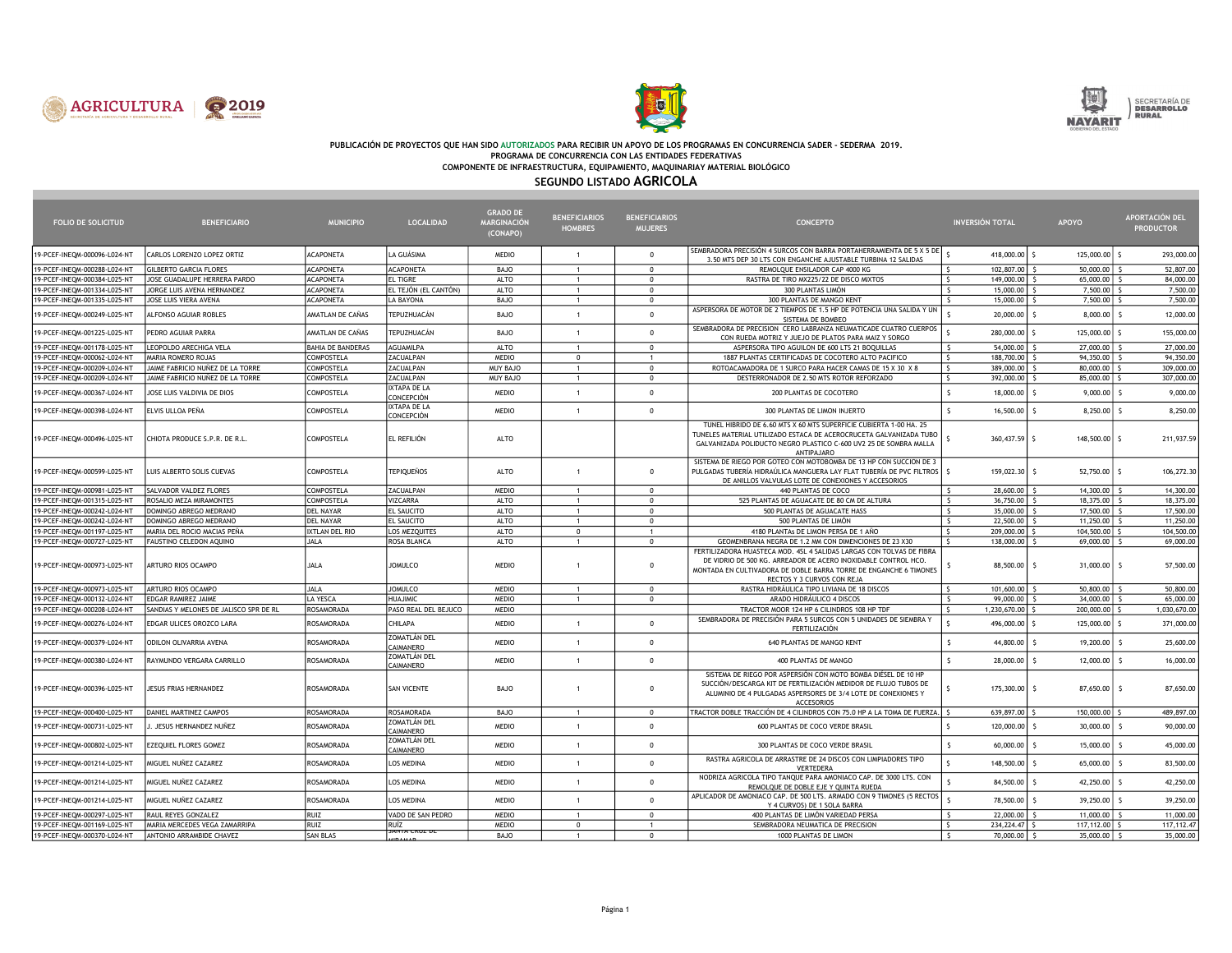PUBLICACIÓN DE PROYECTOS QUE HAN SIDO AUTORIZADOS PARA RECIBIR UN APOYO DE LOS PROGRAMAS EN CONCURRENCIA SADER - SEDERMA 2019.

PROGRAMA DE CONCURRENCIA CON LAS ENTIDADES FEDERATIVAS

COMPONENTE DE INFRAESTRUCTURA, EQUIPAMIENTO, MAQUINARIAY MATERIAL BIOLÓGICO

## SEGUNDO LISTADO AGRICOLA

| FOLIO DE SOLICITUD | BENEFICIARIO | MUNICIPIO | LOCALIDAD | GRADO DE MARGINACIÓN (CONAPO) | BENEFICIARIOS HOMBRES | BENEFICIARIOS MUJERES | CONCEPTO | INVERSIÓN TOTAL | APOYO | APORTACIÓN DEL PRODUCTOR |
|---|---|---|---|---|---|---|---|---|---|---|
| 19-PCEF-INEQM-000096-L024-NT | CARLOS LORENZO LOPEZ ORTIZ | ACAPONETA | LA GUÁSIMA | MEDIO | 1 | 0 | SEMBRADORA PRECISIÓN 4 SURCOS CON BARRA PORTAHERRAMIENTA DE 5 X 5 DE 3.50 MTS DEP 30 LTS CON ENGANCHE AJUSTABLE TURBINA 12 SALIDAS | $ 418,000.00 | $ 125,000.00 | $ 293,000.00 |
| 19-PCEF-INEQM-000288-L024-NT | GILBERTO GARCIA FLORES | ACAPONETA | ACAPONETA | BAJO | 1 | 0 | REMOLQUE ENSILADOR CAP 4000 KG | $ 102,807.00 | $ 50,000.00 | $ 52,807.00 |
| 19-PCEF-INEQM-000384-L025-NT | JOSE GUADALUPE HERRERA PARDO | ACAPONETA | EL TIGRE | ALTO | 1 | 0 | RASTRA DE TIRO MX225/22 DE DISCO MIXTOS | $ 149,000.00 | $ 65,000.00 | $ 84,000.00 |
| 19-PCEF-INEQM-001334-L025-NT | JORGE LUIS AVENA HERNANDEZ | ACAPONETA | EL TEJÓN (EL CANTÓN) | ALTO | 1 | 0 | 300 PLANTAS LIMÓN | $ 15,000.00 | $ 7,500.00 | $ 7,500.00 |
| 19-PCEF-INEQM-001335-L025-NT | JOSE LUIS VIERA AVENA | ACAPONETA | LA BAYONA | BAJO | 1 | 0 | 300 PLANTAS DE MANGO KENT | $ 15,000.00 | $ 7,500.00 | $ 7,500.00 |
| 19-PCEF-INEQM-000249-L025-NT | ALFONSO AGUIAR ROBLES | AMATLAN DE CAÑAS | TEPUZHUACÁN | BAJO | 1 | 0 | ASPERSORA DE MOTOR DE 2 TIEMPOS DE 1.5 HP DE POTENCIA UNA SALIDA Y UN SISTEMA DE BOMBEO | $ 20,000.00 | $ 8,000.00 | $ 12,000.00 |
| 19-PCEF-INEQM-001225-L025-NT | PEDRO AGUIAR PARRA | AMATLAN DE CAÑAS | TEPUZHUACÁN | BAJO | 1 | 0 | SEMBRADORA DE PRECISION CERO LABRANZA NEUMATICADE CUATRO CUERPOS CON RUEDA MOTRIZ Y JUEJO DE PLATOS PARA MAIZ Y SORGO | $ 280,000.00 | $ 125,000.00 | $ 155,000.00 |
| 19-PCEF-INEQM-001178-L025-NT | LEOPOLDO ARECHIGA VELA | BAHIA DE BANDERAS | AGUAMILPA | ALTO | 1 | 0 | ASPERSORA TIPO AGUILON DE 600 LTS 21 BOQUILLAS | $ 54,000.00 | $ 27,000.00 | $ 27,000.00 |
| 19-PCEF-INEQM-000062-L024-NT | MARIA ROMERO ROJAS | COMPOSTELA | ZACUALPAN | MEDIO | 0 | 1 | 1887 PLANTAS CERTIFICADAS DE COCOTERO ALTO PACIFICO | $ 188,700.00 | $ 94,350.00 | $ 94,350.00 |
| 19-PCEF-INEQM-000209-L024-NT | JAIME FABRICIO NUÑEZ DE LA TORRE | COMPOSTELA | ZACUALPAN | MUY BAJO | 1 | 0 | ROTOACAMADORA DE 1 SURCO PARA HACER CAMAS DE 15 X 30 X 8 | $ 389,000.00 | $ 80,000.00 | $ 309,000.00 |
| 19-PCEF-INEQM-000209-L024-NT | JAIME FABRICIO NUÑEZ DE LA TORRE | COMPOSTELA | ZACUALPAN | MUY BAJO | 1 | 0 | DESTERRONADOR DE 2.50 MTS ROTOR REFORZADO | $ 392,000.00 | $ 85,000.00 | $ 307,000.00 |
| 19-PCEF-INEQM-000367-L024-NT | JOSE LUIS VALDIVIA DE DIOS | COMPOSTELA | IXTAPA DE LA CONCEPCIÓN | MEDIO | 1 | 0 | 200 PLANTAS DE COCOTERO | $ 18,000.00 | $ 9,000.00 | $ 9,000.00 |
| 19-PCEF-INEQM-000398-L024-NT | ELVIS ULLOA PEÑA | COMPOSTELA | IXTAPA DE LA CONCEPCIÓN | MEDIO | 1 | 0 | 300 PLANTAS DE LIMON INJERTO | $ 16,500.00 | $ 8,250.00 | $ 8,250.00 |
| 19-PCEF-INEQM-000496-L025-NT | CHIOTA PRODUCE S.P.R. DE R.L. | COMPOSTELA | EL REFILIÓN | ALTO | | | TUNEL HIBRIDO DE 6.60 MTS X 60 MTS SUPERFICIE CUBIERTA 1-00 HA. 25 TUNELES MATERIAL UTILIZADO ESTACA DE ACEROCRUCETA GALVANIZADA TUBO GALVANIZADA POLIDUCTO NEGRO PLASTICO C-600 UV2 25 DE SOMBRA MALLA ANTIPAJARO | $ 360,437.59 | $ 148,500.00 | $ 211,937.59 |
| 19-PCEF-INEQM-000599-L025-NT | LUIS ALBERTO SOLIS CUEVAS | COMPOSTELA | TEPIQUEÑOS | ALTO | 1 | 0 | SISTEMA DE RIEGO POR GOTEO CON MOTOBOMBA DE 13 HP CON SUCCION DE 3 PULGADAS TUBERÍA HIDRAÚLICA MANGUERA LAY FLAT TUBERÍA DE PVC FILTROS DE ANILLOS VALVULAS LOTE DE CONEXIONES Y ACCESORIOS | $ 159,022.30 | $ 52,750.00 | $ 106,272.30 |
| 19-PCEF-INEQM-000981-L025-NT | SALVADOR VALDEZ FLORES | COMPOSTELA | ZACUALPAN | MEDIO | 1 | 0 | 440 PLANTAS DE COCO | $ 28,600.00 | $ 14,300.00 | $ 14,300.00 |
| 19-PCEF-INEQM-001315-L025-NT | ROSALIO MEZA MIRAMONTES | COMPOSTELA | VIZCARRA | ALTO | 1 | 0 | 525 PLANTAS DE AGUACATE DE 80 CM DE ALTURA | $ 36,750.00 | $ 18,375.00 | $ 18,375.00 |
| 19-PCEF-INEQM-000242-L025-NT | DOMINGO ABREGO MEDRANO | DEL NAYAR | EL SAUCITO | ALTO | 1 | 0 | 500 PLANTAS DE AGUACATE HASS | $ 35,000.00 | $ 17,500.00 | $ 17,500.00 |
| 19-PCEF-INEQM-000242-L024-NT | DOMINGO ABREGO MEDRANO | DEL NAYAR | EL SAUCITO | ALTO | 1 | 0 | 500 PLANTAS DE LIMÓN | $ 22,500.00 | $ 11,250.00 | $ 11,250.00 |
| 19-PCEF-INEQM-001197-L025-NT | MARIA DEL ROCIO MACIAS PEÑA | IXTLAN DEL RIO | LOS MEZQUITES | ALTO | 0 | 1 | 4180 PLANTAS DE LIMON PERSA DE 1 AÑO | $ 209,000.00 | $ 104,500.00 | $ 104,500.00 |
| 19-PCEF-INEQM-000727-L025-NT | FAUSTINO CELEDON AQUINO | JALA | ROSA BLANCA | ALTO | 1 | 0 | GEOMENBRANA NEGRA DE 1.2 MM CON DIMENCIONES DE 23 X30 | $ 138,000.00 | $ 69,000.00 | $ 69,000.00 |
| 19-PCEF-INEQM-000973-L025-NT | ARTURO RIOS OCAMPO | JALA | JOMULCO | MEDIO | 1 | 0 | FERTILIZADORA HUASTECA MOD. 4SL 4 SALIDAS LARGAS CON TOLVAS DE FIBRA DE VIDRIO DE 500 KG. ARREADOR DE ACERO INOXIDABLE CONTROL HCO. MONTADA EN CULTIVADORA DE DOBLE BARRA TORRE DE ENGANCHE 6 TIMONES RECTOS Y 3 CURVOS CON REJA | $ 88,500.00 | $ 31,000.00 | $ 57,500.00 |
| 19-PCEF-INEQM-000973-L025-NT | ARTURO RIOS OCAMPO | JALA | JOMULCO | MEDIO | 1 | 0 | RASTRA HIDRÁULICA TIPO LIVIANA DE 18 DISCOS | $ 101,600.00 | $ 50,800.00 | $ 50,800.00 |
| 19-PCEF-INEQM-000132-L024-NT | EDGAR RAMIREZ JAIME | LA YESCA | HUAJIMIC | MEDIO | 1 | 0 | ARADO HIDRÁULICO 4 DISCOS | $ 99,000.00 | $ 34,000.00 | $ 65,000.00 |
| 19-PCEF-INEQM-000208-L024-NT | SANDIAS Y MELONES DE JALISCO SPR DE RL | ROSAMORADA | PASO REAL DEL BEJUCO | MEDIO | | | TRACTOR MOOR 124 HP 6 CILINDROS 108 HP TDF | $ 1,230,670.00 | $ 200,000.00 | $ 1,030,670.00 |
| 19-PCEF-INEQM-000276-L024-NT | EDGAR ULICES OROZCO LARA | ROSAMORADA | CHILAPA | MEDIO | 1 | 0 | SEMBRADORA DE PRECISIÓN PARA 5 SURCOS CON 5 UNIDADES DE SIEMBRA Y FERTILIZACIÓN | $ 496,000.00 | $ 125,000.00 | $ 371,000.00 |
| 19-PCEF-INEQM-000379-L024-NT | ODILON OLIVARRIA AVENA | ROSAMORADA | ZOMATLÁN DEL CAIMANERO | MEDIO | 1 | 0 | 640 PLANTAS DE MANGO KENT | $ 44,800.00 | $ 19,200.00 | $ 25,600.00 |
| 19-PCEF-INEQM-000380-L024-NT | RAYMUNDO VERGARA CARRILLO | ROSAMORADA | ZOMATLÁN DEL CAIMANERO | MEDIO | 1 | 0 | 400 PLANTAS DE MANGO | $ 28,000.00 | $ 12,000.00 | $ 16,000.00 |
| 19-PCEF-INEQM-000396-L025-NT | JESUS FRIAS HERNANDEZ | ROSAMORADA | SAN VICENTE | BAJO | 1 | 0 | SISTEMA DE RIEGO POR ASPERSIÓN CON MOTO BOMBA DIÉSEL DE 10 HP SUCCIÓN/DESCARGA KIT DE FERTILIZACIÓN MEDIDOR DE FLUJO TUBOS DE ALUMINIO DE 4 PULGADAS ASPERSORES DE 3/4 LOTE DE CONEXIONES Y ACCESORIOS | $ 175,300.00 | $ 87,650.00 | $ 87,650.00 |
| 19-PCEF-INEQM-000400-L025-NT | DANIEL MARTINEZ CAMPOS | ROSAMORADA | ROSAMORADA | BAJO | 1 | 0 | TRACTOR DOBLE TRACCIÓN DE 4 CILINDROS CON 75.0 HP A LA TOMA DE FUERZA. | $ 639,897.00 | $ 150,000.00 | $ 489,897.00 |
| 19-PCEF-INEQM-000731-L025-NT | J. JESUS HERNANDEZ NUÑEZ | ROSAMORADA | ZOMATLÁN DEL CAIMANERO | MEDIO | 1 | 0 | 600 PLANTAS DE COCO VERDE BRASIL | $ 120,000.00 | $ 30,000.00 | $ 90,000.00 |
| 19-PCEF-INEQM-000802-L025-NT | EZEQUIEL FLORES GOMEZ | ROSAMORADA | ZOMATLÁN DEL CAIMANERO | MEDIO | 1 | 0 | 300 PLANTAS DE COCO VERDE BRASIL | $ 60,000.00 | $ 15,000.00 | $ 45,000.00 |
| 19-PCEF-INEQM-001214-L025-NT | MIGUEL NUÑEZ CAZAREZ | ROSAMORADA | LOS MEDINA | MEDIO | 1 | 0 | RASTRA AGRICOLA DE ARRASTRE DE 24 DISCOS CON LIMPIADORES TIPO VERTEDERA | $ 148,500.00 | $ 65,000.00 | $ 83,500.00 |
| 19-PCEF-INEQM-001214-L025-NT | MIGUEL NUÑEZ CAZAREZ | ROSAMORADA | LOS MEDINA | MEDIO | 1 | 0 | NODRIZA AGRICOLA TIPO TANQUE PARA AMONIACO CAP. DE 3000 LTS. CON REMOLQUE DE DOBLE EJE Y QUINTA RUEDA | $ 84,500.00 | $ 42,250.00 | $ 42,250.00 |
| 19-PCEF-INEQM-001214-L025-NT | MIGUEL NUÑEZ CAZAREZ | ROSAMORADA | LOS MEDINA | MEDIO | 1 | 0 | APLICADOR DE AMONIACO CAP. DE 500 LTS. ARMADO CON 9 TIMONES (5 RECTOS Y 4 CURVOS) DE 1 SOLA BARRA | $ 78,500.00 | $ 39,250.00 | $ 39,250.00 |
| 19-PCEF-INEQM-000297-L025-NT | RAUL REYES GONZALEZ | RUIZ | VADO DE SAN PEDRO | MEDIO | 1 | 0 | 400 PLANTAS DE LIMÓN VARIEDAD PERSA | $ 22,000.00 | $ 11,000.00 | $ 11,000.00 |
| 19-PCEF-INEQM-001169-L025-NT | MARIA MERCEDES VEGA ZAMARRIPA | RUIZ | RUÍZ | MEDIO | 0 | 1 | SEMBRADORA NEUMATICA DE PRECISION | $ 234,224.47 | $ 117,112.00 | $ 117,112.47 |
| 19-PCEF-INEQM-000370-L024-NT | ANTONIO ARRAMBIDE CHAVEZ | SAN BLAS | SANTA CRUZ DE MIRAMAR | BAJO | 1 | 0 | 1000 PLANTAS DE LIMON | $ 70,000.00 | $ 35,000.00 | $ 35,000.00 |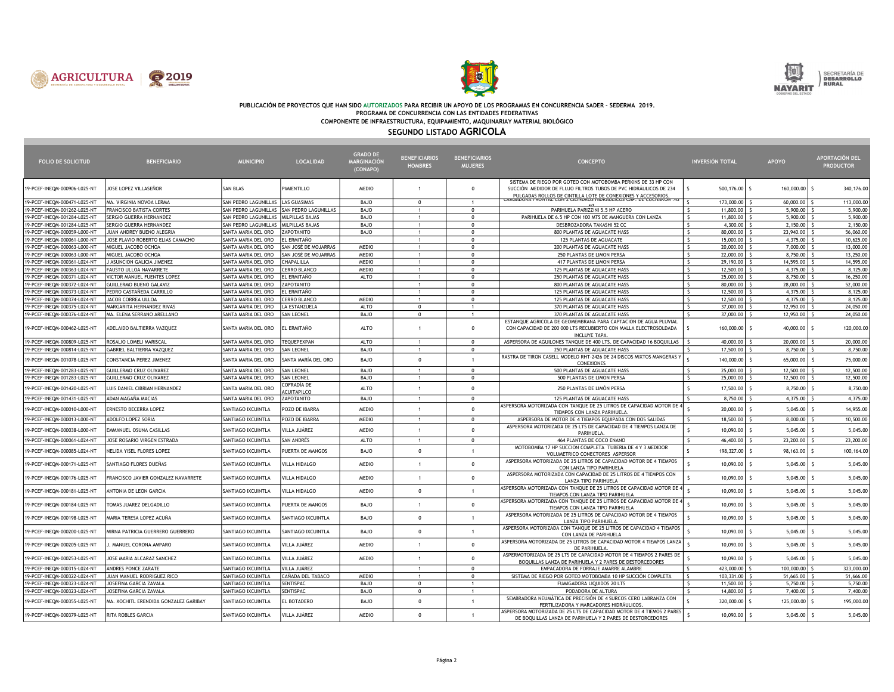PUBLICACIÓN DE PROYECTOS QUE HAN SIDO AUTORIZADOS PARA RECIBIR UN APOYO DE LOS PROGRAMAS EN CONCURRENCIA SADER - SEDERMA 2019.
PROGRAMA DE CONCURRENCIA CON LAS ENTIDADES FEDERATIVAS
COMPONENTE DE INFRAESTRUCTURA, EQUIPAMIENTO, MAQUINARIAY MATERIAL BIOLÓGICO

## SEGUNDO LISTADO AGRICOLA

| FOLIO DE SOLICITUD | BENEFICIARIO | MUNICIPIO | LOCALIDAD | GRADO DE MARGINACIÓN (CONAPO) | BENEFICIARIOS HOMBRES | BENEFICIARIOS MUJERES | CONCEPTO | INVERSIÓN TOTAL | APOYO | APORTACIÓN DEL PRODUCTOR |
|---|---|---|---|---|---|---|---|---|---|---|
| 19-PCEF-INEQM-000906-L025-NT | JOSE LOPEZ VILLASEÑOR | SAN BLAS | PIMIENTILLO | MEDIO | 1 | 0 | SISTEMA DE RIEGO POR GOTEO CON MOTOBOMBA PERKINS DE 33 HP CON SUCCIÓN MEDIDOR DE FLUJO FILTROS TUBOS DE PVC HIDRÁULICOS DE 234 PULGADAS ROLLOS DE CINTILLA LOTE DE CONEXIONES Y ACCESORIOS. | $ 500,176.00 | $ 160,000.00 | $ 340,176.00 |
| 19-PCEF-INEQM-000471-L025-NT | MA. VIRGINIA NOVOA LERMA | SAN PEDRO LAGUNILLAS | LAS GUASIMAS | BAJO | 0 | 1 | CARGADORA FRONTAL CON 2 CILINDROS HIDRÁULICOS CAP. DE CUCHARÓN .43 M3 | $ 173,000.00 | $ 60,000.00 | $ 113,000.00 |
| 19-PCEF-INEQM-001262-L025-NT | FRANCISCO BATISTA CORTES | SAN PEDRO LAGUNILLAS | SAN PEDRO LAGUNILLAS | BAJO | 1 | 0 | PARIHUELA PARIZZINI 5.5 HP ACERO | $ 11,800.00 | $ 5,900.00 | $ 5,900.00 |
| 19-PCEF-INEQM-001284-L025-NT | SERGIO GUERRA HERNANDEZ | SAN PEDRO LAGUNILLAS | MILPILLAS BAJAS | BAJO | 1 | 0 | PARIHUELA DE 6.5 HP CON 100 MTS DE MANGUERA CON LANZA | $ 11,800.00 | $ 5,900.00 | $ 5,900.00 |
| 19-PCEF-INEQM-001284-L025-NT | SERGIO GUERRA HERNANDEZ | SAN PEDRO LAGUNILLAS | MILPILLAS BAJAS | BAJO | 1 | 0 | DESBROZADORA TAKASHI 52 CC | $ 4,300.00 | $ 2,150.00 | $ 2,150.00 |
| 19-PCEF-INEQM-000059-L000-NT | JUAN ANDREY BUENO ALEGRIA | SANTA MARIA DEL ORO | ZAPOTANITO | BAJO | 1 | 0 | 800 PLANTAS DE AGUACATE HASS | $ 80,000.00 | $ 23,940.00 | $ 56,060.00 |
| 19-PCEF-INEQM-000061-L000-NT | JOSE FLAVIO ROBERTO ELIAS CAMACHO | SANTA MARIA DEL ORO | EL ERMITAÑO | | 1 | 0 | 125 PLANTAS DE AGUACATE | $ 15,000.00 | $ 4,375.00 | $ 10,625.00 |
| 19-PCEF-INEQM-000063-L000-NT | MIGUEL JACOBO OCHOA | SANTA MARIA DEL ORO | SAN JOSÉ DE MOJARRAS | MEDIO | 1 | 0 | 200 PLANTAS DE AGUACATE HASS | $ 20,000.00 | $ 7,000.00 | $ 13,000.00 |
| 19-PCEF-INEQM-000063-L000-NT | MIGUEL JACOBO OCHOA | SANTA MARIA DEL ORO | SAN JOSÉ DE MOJARRAS | MEDIO | 1 | 0 | 250 PLANTAS DE LIMON PERSA | $ 22,000.00 | $ 8,750.00 | $ 13,250.00 |
| 19-PCEF-INEQM-000361-L024-NT | J ASUNCION GALICIA JIMENEZ | SANTA MARIA DEL ORO | CHAPALILLA | MEDIO | 1 | 0 | 417 PLANTAS DE LIMON PERSA | $ 29,190.00 | $ 14,595.00 | $ 14,595.00 |
| 19-PCEF-INEQM-000363-L024-NT | FAUSTO ULLOA NAVARRETE | SANTA MARIA DEL ORO | CERRO BLANCO | MEDIO | 1 | 0 | 125 PLANTAS DE AGUACATE HASS | $ 12,500.00 | $ 4,375.00 | $ 8,125.00 |
| 19-PCEF-INEQM-000371-L024-NT | VICTOR MANUEL FUENTES LOPEZ | SANTA MARIA DEL ORO | EL ERMITAÑO | ALTO | 1 | 0 | 250 PLANTAS DE AGUACATE HASS | $ 25,000.00 | $ 8,750.00 | $ 16,250.00 |
| 19-PCEF-INEQM-000372-L024-NT | GUILLERMO BUENO GALAVIZ | SANTA MARIA DEL ORO | ZAPOTANITO | | 1 | 0 | 800 PLANTAS DE AGUACATE HASS | $ 80,000.00 | $ 28,000.00 | $ 52,000.00 |
| 19-PCEF-INEQM-000373-L024-NT | PEDRO CASTAÑEDA CARRILLO | SANTA MARIA DEL ORO | EL ERMITAÑO | | 1 | 0 | 125 PLANTAS DE AGUACATE HASS | $ 12,500.00 | $ 4,375.00 | $ 8,125.00 |
| 19-PCEF-INEQM-000374-L024-NT | JACOB CORREA ULLOA | SANTA MARIA DEL ORO | CERRO BLANCO | MEDIO | 1 | 0 | 125 PLANTAS DE AGUACATE HASS | $ 12,500.00 | $ 4,375.00 | $ 8,125.00 |
| 19-PCEF-INEQM-000375-L024-NT | MARGARITA HERNANDEZ RIVAS | SANTA MARIA DEL ORO | LA ESTANZUELA | ALTO | 0 | 1 | 370 PLANTAS DE AGUACATE HASS | $ 37,000.00 | $ 12,950.00 | $ 24,050.00 |
| 19-PCEF-INEQM-000376-L024-NT | MA. ELENA SERRANO ARELLANO | SANTA MARIA DEL ORO | SAN LEONEL | BAJO | 0 | 1 | 370 PLANTAS DE AGUACATE HASS | $ 37,000.00 | $ 12,950.00 | $ 24,050.00 |
| 19-PCEF-INEQM-000462-L025-NT | ADELAIDO BALTIERRA VAZQUEZ | SANTA MARIA DEL ORO | EL ERMITAÑO | ALTO | 1 | 0 | ESTANQUE AGRICOLA DE GEOMEMBRANA PARA CAPTACION DE AGUA PLUVIAL CON CAPACIDAD DE 200 000 LTS RECUBIERTO CON MALLA ELECTROSOLDADA INCLUYE TAPA. | $ 160,000.00 | $ 40,000.00 | $ 120,000.00 |
| 19-PCEF-INEQM-000809-L025-NT | ROSALIO LOMELI MARISCAL | SANTA MARIA DEL ORO | TEQUEPEXPAN | ALTO | 1 | 0 | ASPERSORA DE AGUILONES TANQUE DE 400 LTS. DE CAPACIDAD 16 BOQUILLAS | $ 40,000.00 | $ 20,000.00 | $ 20,000.00 |
| 19-PCEF-INEQM-000814-L025-NT | GABRIEL BALTIERRA VAZQUEZ | SANTA MARIA DEL ORO | SAN LEONEL | BAJO | 1 | 0 | 250 PLANTAS DE AGUACATE HASS | $ 17,500.00 | $ 8,750.00 | $ 8,750.00 |
| 19-PCEF-INEQM-001078-L025-NT | CONSTANCIA PEREZ JIMENEZ | SANTA MARIA DEL ORO | SANTA MARÍA DEL ORO | BAJO | 0 | 1 | RASTRA DE TIRON CASELL MODELO RHT-2426 DE 24 DISCOS MIXTOS MANGERAS Y CONEXIONES | $ 140,000.00 | $ 65,000.00 | $ 75,000.00 |
| 19-PCEF-INEQM-001283-L025-NT | GUILLERMO CRUZ OLIVAREZ | SANTA MARIA DEL ORO | SAN LEONEL | BAJO | 1 | 0 | 500 PLANTAS DE AGUACATE HASS | $ 25,000.00 | $ 12,500.00 | $ 12,500.00 |
| 19-PCEF-INEQM-001283-L025-NT | GUILLERMO CRUZ OLIVAREZ | SANTA MARIA DEL ORO | SAN LEONEL | BAJO | 1 | 0 | 500 PLANTAS DE LIMON PERSA | $ 25,000.00 | $ 12,500.00 | $ 12,500.00 |
| 19-PCEF-INEQM-001420-L025-NT | LUIS DANIEL CIBRIAN HERNANDEZ | SANTA MARIA DEL ORO | COFRADÍA DE ACUITAPILCO | ALTO | 1 | 0 | 250 PLANTAS DE LIMÓN PERSA | $ 17,500.00 | $ 8,750.00 | $ 8,750.00 |
| 19-PCEF-INEQM-001431-L025-NT | ADAN MAGAÑA MACIAS | SANTA MARIA DEL ORO | ZAPOTANITO | BAJO | 1 | 0 | 125 PLANTAS DE AGUACATE HASS | $ 8,750.00 | $ 4,375.00 | $ 4,375.00 |
| 19-PCEF-INEQM-000010-L000-NT | ERNESTO BECERRA LOPEZ | SANTIAGO IXCUINTLA | POZO DE IBARRA | MEDIO | 1 | 0 | ASPERSORA MOTORIZADA CON TANQUE DE 25 LITROS DE CAPACIDAD MOTOR DE 4 TIEMPOS CON LANZA PARIHUELA. | $ 20,000.00 | $ 5,045.00 | $ 14,955.00 |
| 19-PCEF-INEQM-000013-L000-NT | ADOLFO LOPEZ SORIA | SANTIAGO IXCUINTLA | POZO DE IBARRA | MEDIO | 1 | 0 | ASPERSORA DE MOTOR DE 4 TIEMPOS EQUIPADA CON DOS SALIDAS | $ 18,500.00 | $ 8,000.00 | $ 10,500.00 |
| 19-PCEF-INEQM-000038-L000-NT | EMMANUEL OSUNA CASILLAS | SANTIAGO IXCUINTLA | VILLA JUÁREZ | MEDIO | 1 | 0 | ASPERSORA MOTORIZADA DE 25 LTS DE CAPACIDAD DE 4 TIEMPOS LANZA DE PARIHUELA. | $ 10,090.00 | $ 5,045.00 | $ 5,045.00 |
| 19-PCEF-INEQM-000061-L024-NT | JOSE ROSARIO VIRGEN ESTRADA | SANTIAGO IXCUINTLA | SAN ANDRÉS | ALTO | 1 | 0 | 464 PLANTAS DE COCO ENANO | $ 46,400.00 | $ 23,200.00 | $ 23,200.00 |
| 19-PCEF-INEQM-000085-L024-NT | NELIDA YISEL FLORES LOPEZ | SANTIAGO IXCUINTLA | PUERTA DE MANGOS | BAJO | 0 | 1 | MOTOBOMBA 17 HP SUCCION COMPLETA TUBERIA DE 4 Y 3 MEDIDOR VOLUMETRICO CONECTORES ASPERSOR | $ 198,327.00 | $ 98,163.00 | $ 100,164.00 |
| 19-PCEF-INEQM-000171-L025-NT | SANTIAGO FLORES DUEÑAS | SANTIAGO IXCUINTLA | VILLA HIDALGO | MEDIO | 1 | 0 | ASPERSORA MOTORIZADA DE 25 LITROS DE CAPACIDAD MOTOR DE 4 TIEMPOS CON LANZA TIPO PARIHUELA | $ 10,090.00 | $ 5,045.00 | $ 5,045.00 |
| 19-PCEF-INEQM-000176-L025-NT | FRANCISCO JAVIER GONZALEZ NAVARRETE | SANTIAGO IXCUINTLA | VILLA HIDALGO | MEDIO | 1 | 0 | ASPERSORA MOTORIZADA CON CAPACIDAD DE 25 LITROS DE 4 TIEMPOS CON LANZA TIPO PARIHUELA | $ 10,090.00 | $ 5,045.00 | $ 5,045.00 |
| 19-PCEF-INEQM-000181-L025-NT | ANTONIA DE LEON GARCIA | SANTIAGO IXCUINTLA | VILLA HIDALGO | MEDIO | 0 | 1 | ASPERSORA MOTORIZADA CON TANQUE DE 25 LITROS DE CAPACIDAD MOTOR DE 4 TIEMPOS CON LANZA TIPO PARIHUELA | $ 10,090.00 | $ 5,045.00 | $ 5,045.00 |
| 19-PCEF-INEQM-000184-L025-NT | TOMAS JUAREZ DELGADILLO | SANTIAGO IXCUINTLA | PUERTA DE MANGOS | BAJO | 1 | 0 | ASPERSORA MOTORIZADA CON TANQUE DE 25 LITROS DE CAPACIDAD MOTOR DE 4 TIEMPOS CON LANZA TIPO PARIHUELA | $ 10,090.00 | $ 5,045.00 | $ 5,045.00 |
| 19-PCEF-INEQM-000198-L025-NT | MARIA TERESA LOPEZ ACUÑA | SANTIAGO IXCUINTLA | SANTIAGO IXCUINTLA | BAJO | 0 | 1 | ASPERSORA MOTORIZADA DE 25 LITROS DE CAPACIDAD MOTOR DE 4 TIEMPOS LANZA TIPO PARIHUELA. | $ 10,090.00 | $ 5,045.00 | $ 5,045.00 |
| 19-PCEF-INEQM-000200-L025-NT | MIRNA PATRICIA GUERRERO GUERRERO | SANTIAGO IXCUINTLA | SANTIAGO IXCUINTLA | BAJO | 0 | 1 | ASPERSORA MOTORIZADA CON TANQUE DE 25 LITROS DE CAPACIDAD 4 TIEMPOS CON LANZA DE PARIHUELA | $ 10,090.00 | $ 5,045.00 | $ 5,045.00 |
| 19-PCEF-INEQM-000205-L025-NT | J. MANUEL CORONA AMPARO | SANTIAGO IXCUINTLA | VILLA JUÁREZ | MEDIO | 1 | 0 | ASPERSORA MOTORIZADA DE 25 LITROS DE CAPACIDAD MOTOR 4 TIEMPOS LANZA DE PARIHUELA. | $ 10,090.00 | $ 5,045.00 | $ 5,045.00 |
| 19-PCEF-INEQM-000253-L025-NT | JOSE MARIA ALCARAZ SANCHEZ | SANTIAGO IXCUINTLA | VILLA JUÁREZ | MEDIO | 1 | 0 | ASPERMOTORIZADA DE 25 LTS DE CAPACIDAD MOTOR DE 4 TIEMPOS 2 PARES DE BOQUILLAS LANZA DE PARIHUELA Y 2 PARES DE DESTORCEDORES | $ 10,090.00 | $ 5,045.00 | $ 5,045.00 |
| 19-PCEF-INEQM-000315-L024-NT | ANDRES PONCE ZARATE | SANTIAGO IXCUINTLA | VILLA JUÁREZ | | 1 | 0 | EMPACADORA DE FORRAJE AMARRE ALAMBRE | $ 423,000.00 | $ 100,000.00 | $ 323,000.00 |
| 19-PCEF-INEQM-000322-L024-NT | JUAN MANUEL RODRIGUEZ RICO | SANTIAGO IXCUINTLA | CAÑADA DEL TABACO | MEDIO | 1 | 0 | SISTEMA DE RIEGO POR GOTEO MOTOBOMBA 10 HP SUCCIÓN COMPLETA | $ 103,331.00 | $ 51,665.00 | $ 51,666.00 |
| 19-PCEF-INEQM-000323-L024-NT | JOSEFINA GARCIA ZAVALA | SANTIAGO IXCUINTLA | SENTISPAC | BAJO | 0 | 1 | FUMIGADORA LIQUIDOS 20 LTS | $ 11,500.00 | $ 5,750.00 | $ 5,750.00 |
| 19-PCEF-INEQM-000323-L024-NT | JOSEFINA GARCIA ZAVALA | SANTIAGO IXCUINTLA | SENTISPAC | BAJO | 0 | 1 | PODADORA DE ALTURA | $ 14,800.00 | $ 7,400.00 | $ 7,400.00 |
| 19-PCEF-INEQM-000355-L025-NT | MA. XOCHITL ERENDIDA GONZALEZ GARIBAY | SANTIAGO IXCUINTLA | EL BOTADERO | BAJO | 0 | 1 | SEMBRADORA NEUMÁTICA DE PRECISIÓN DE 4 SURCOS CERO LABRANZA CON FERTILIZADORA Y MARCADORES HIDRÁULICOS. | $ 320,000.00 | $ 125,000.00 | $ 195,000.00 |
| 19-PCEF-INEQM-000379-L025-NT | RITA ROBLES GARCIA | SANTIAGO IXCUINTLA | VILLA JUÁREZ | MEDIO | 0 | 1 | ASPERSORA MOTORIZADA DE 25 LTS DE CAPACIDAD MOTOR DE 4 TIEMOS 2 PARES DE BOQUILLAS LANZA DE PARIHUELA Y 2 PARES DE DESTORCEDORES | $ 10,090.00 | $ 5,045.00 | $ 5,045.00 |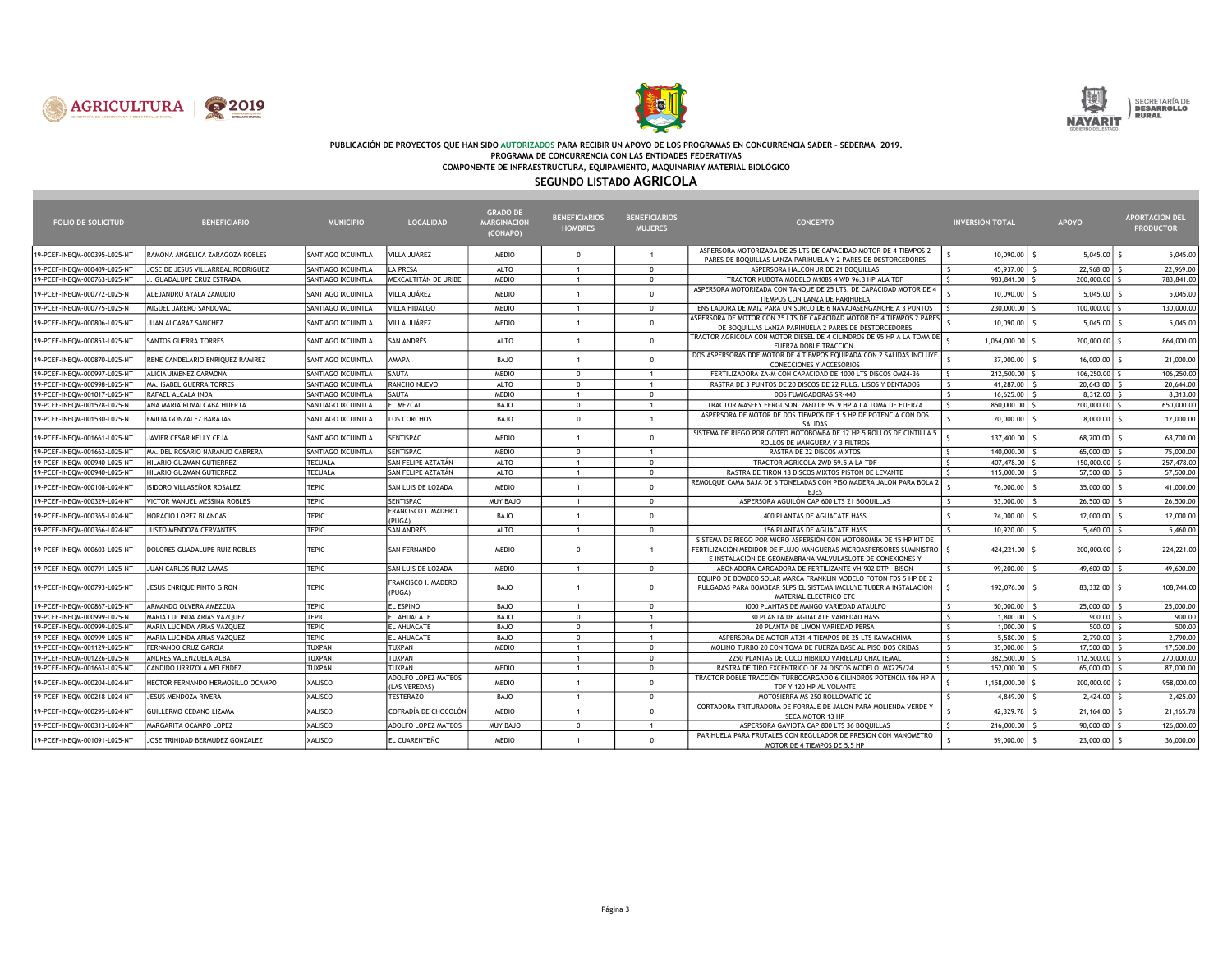**PUBLICACIÓN DE PROYECTOS QUE HAN SIDO AUTORIZADOS PARA RECIBIR UN APOYO DE LOS PROGRAMAS EN CONCURRENCIA SADER - SEDERMA 2019.**
**PROGRAMA DE CONCURRENCIA CON LAS ENTIDADES FEDERATIVAS**
**COMPONENTE DE INFRAESTRUCTURA, EQUIPAMIENTO, MAQUINARIAY MATERIAL BIOLÓGICO**

## SEGUNDO LISTADO AGRICOLA

| FOLIO DE SOLICITUD | BENEFICIARIO | MUNICIPIO | LOCALIDAD | GRADO DE MARGINACIÓN (CONAPO) | BENEFICIARIOS HOMBRES | BENEFICIARIOS MUJERES | CONCEPTO | INVERSIÓN TOTAL | APOYO | APORTACIÓN DEL PRODUCTOR |
|---|---|---|---|---|---|---|---|---|---|---|
| 19-PCEF-INEQM-000395-L025-NT | RAMONA ANGELICA ZARAGOZA ROBLES | SANTIAGO IXCUINTLA | VILLA JUÁREZ | MEDIO | 0 | 1 | ASPERSORA MOTORIZADA DE 25 LTS DE CAPACIDAD MOTOR DE 4 TIEMPOS 2 PARES DE BOQUILLAS LANZA PARIHUELA Y 2 PARES DE DESTORCEDORES | $ 10,090.00 | $ 5,045.00 | $ 5,045.00 |
| 19-PCEF-INEQM-000409-L025-NT | JOSE DE JESUS VILLARREAL RODRIGUEZ | SANTIAGO IXCUINTLA | LA PRESA | ALTO | 1 | 0 | ASPERSORA HALCON JR DE 21 BOQUILLAS | $ 45,937.00 | $ 22,968.00 | $ 22,969.00 |
| 19-PCEF-INEQM-000763-L025-NT | J. GUADALUPE CRUZ ESTRADA | SANTIAGO IXCUINTLA | MEXCALTITÁN DE URIBE | MEDIO | 1 | 0 | TRACTOR KUBOTA MODELO M108S 4 WD 96.3 HP ALA TDF | $ 983,841.00 | $ 200,000.00 | $ 783,841.00 |
| 19-PCEF-INEQM-000772-L025-NT | ALEJANDRO AYALA ZAMUDIO | SANTIAGO IXCUINTLA | VILLA JUÁREZ | MEDIO | 1 | 0 | ASPERSORA MOTORIZADA CON TANQUE DE 25 LTS. DE CAPACIDAD MOTOR DE 4 TIEMPOS CON LANZA DE PARIHUELA | $ 10,090.00 | $ 5,045.00 | $ 5,045.00 |
| 19-PCEF-INEQM-000775-L025-NT | MIGUEL JARERO SANDOVAL | SANTIAGO IXCUINTLA | VILLA HIDALGO | MEDIO | 1 | 0 | ENSILADORA DE MAIZ PARA UN SURCO DE 6 NAVAJASENGANCHE A 3 PUNTOS | $ 230,000.00 | $ 100,000.00 | $ 130,000.00 |
| 19-PCEF-INEQM-000806-L025-NT | JUAN ALCARAZ SANCHEZ | SANTIAGO IXCUINTLA | VILLA JUÁREZ | MEDIO | 1 | 0 | ASPERSORA DE MOTOR CON 25 LTS DE CAPACIDAD MOTOR DE 4 TIEMPOS 2 PARES DE BOQUILLAS LANZA PARIHUELA 2 PARES DE DESTORCEDORES | $ 10,090.00 | $ 5,045.00 | $ 5,045.00 |
| 19-PCEF-INEQM-000853-L025-NT | SANTOS GUERRA TORRES | SANTIAGO IXCUINTLA | SAN ANDRÉS | ALTO | 1 | 0 | TRACTOR AGRICOLA CON MOTOR DIESEL DE 4 CILINDROS DE 95 HP A LA TOMA DE FUERZA DOBLE TRACCION. | $ 1,064,000.00 | $ 200,000.00 | $ 864,000.00 |
| 19-PCEF-INEQM-000870-L025-NT | RENE CANDELARIO ENRIQUEZ RAMIREZ | SANTIAGO IXCUINTLA | AMAPA | BAJO | 1 | 0 | DOS ASPERSORAS DDE MOTOR DE 4 TIEMPOS EQUIPADA CON 2 SALIDAS INCLUYE CONECCIONES Y ACCESORIOS | $ 37,000.00 | $ 16,000.00 | $ 21,000.00 |
| 19-PCEF-INEQM-000997-L025-NT | ALICIA JIMENEZ CARMONA | SANTIAGO IXCUINTLA | SAUTA | MEDIO | 0 | 1 | FERTILIZADORA ZA-M CON CAPACIDAD DE 1000 LTS DISCOS OM24-36 | $ 212,500.00 | $ 106,250.00 | $ 106,250.00 |
| 19-PCEF-INEQM-000998-L025-NT | MA. ISABEL GUERRA TORRES | SANTIAGO IXCUINTLA | RANCHO NUEVO | ALTO | 0 | 1 | RASTRA DE 3 PUNTOS DE 20 DISCOS DE 22 PULG. LISOS Y DENTADOS | $ 41,287.00 | $ 20,643.00 | $ 20,644.00 |
| 19-PCEF-INEQM-001017-L025-NT | RAFAEL ALCALA INDA | SANTIAGO IXCUINTLA | SAUTA | MEDIO | 1 | 0 | DOS FUMIGADORAS SR-440 | $ 16,625.00 | $ 8,312.00 | $ 8,313.00 |
| 19-PCEF-INEQM-001528-L025-NT | ANA MARIA RUVALCABA HUERTA | SANTIAGO IXCUINTLA | EL MEZCAL | BAJO | 0 | 1 | TRACTOR MASEEY FERGUSON 2680 DE 99.9 HP A LA TOMA DE FUERZA | $ 850,000.00 | $ 200,000.00 | $ 650,000.00 |
| 19-PCEF-INEQM-001530-L025-NT | EMILIA GONZALEZ BARAJAS | SANTIAGO IXCUINTLA | LOS CORCHOS | BAJO | 0 | 1 | ASPERSORA DE MOTOR DE DOS TIEMPOS DE 1.5 HP DE POTENCIA CON DOS SALIDAS | $ 20,000.00 | $ 8,000.00 | $ 12,000.00 |
| 19-PCEF-INEQM-001661-L025-NT | JAVIER CESAR KELLY CEJA | SANTIAGO IXCUINTLA | SENTISPAC | MEDIO | 1 | 0 | SISTEMA DE RIEGO POR GOTEO MOTOBOMBA DE 12 HP 5 ROLLOS DE CINTILLA 5 ROLLOS DE MANGUERA Y 3 FILTROS | $ 137,400.00 | $ 68,700.00 | $ 68,700.00 |
| 19-PCEF-INEQM-001662-L025-NT | MA. DEL ROSARIO NARANJO CABRERA | SANTIAGO IXCUINTLA | SENTISPAC | MEDIO | 0 | 1 | RASTRA DE 22 DISCOS MIXTOS | $ 140,000.00 | $ 65,000.00 | $ 75,000.00 |
| 19-PCEF-INEQM-000940-L025-NT | HILARIO GUZMAN GUTIERREZ | TECUALA | SAN FELIPE AZTATÁN | ALTO | 1 | 0 | TRACTOR AGRICOLA 2WD 59.5 A LA TDF | $ 407,478.00 | $ 150,000.00 | $ 257,478.00 |
| 19-PCEF-INEQM-000940-L025-NT | HILARIO GUZMAN GUTIERREZ | TECUALA | SAN FELIPE AZTATÁN | ALTO | 1 | 0 | RASTRA DE TIRON 18 DISCOS MIXTOS PISTON DE LEVANTE | $ 115,000.00 | $ 57,500.00 | $ 57,500.00 |
| 19-PCEF-INEQM-000108-L024-NT | ISIDORO VILLASEÑOR ROSALEZ | TEPIC | SAN LUIS DE LOZADA | MEDIO | 1 | 0 | REMOLQUE CAMA BAJA DE 6 TONELADAS CON PISO MADERA JALON PARA BOLA 2 EJES | $ 76,000.00 | $ 35,000.00 | $ 41,000.00 |
| 19-PCEF-INEQM-000329-L024-NT | VICTOR MANUEL MESSINA ROBLES | TEPIC | SENTISPAC | MUY BAJO | 1 | 0 | ASPERSORA AGUILÓN CAP 600 LTS 21 BOQUILLAS | $ 53,000.00 | $ 26,500.00 | $ 26,500.00 |
| 19-PCEF-INEQM-000365-L024-NT | HORACIO LOPEZ BLANCAS | TEPIC | FRANCISCO I. MADERO (PUGA) | BAJO | 1 | 0 | 400 PLANTAS DE AGUACATE HASS | $ 24,000.00 | $ 12,000.00 | $ 12,000.00 |
| 19-PCEF-INEQM-000366-L024-NT | JUSTO MENDOZA CERVANTES | TEPIC | SAN ANDRÉS | ALTO | 1 | 0 | 156 PLANTAS DE AGUACATE HASS | $ 10,920.00 | $ 5,460.00 | $ 5,460.00 |
| 19-PCEF-INEQM-000603-L025-NT | DOLORES GUADALUPE RUIZ ROBLES | TEPIC | SAN FERNANDO | MEDIO | 0 | 1 | SISTEMA DE RIEGO POR MICRO ASPERSIÓN CON MOTOBOMBA DE 15 HP KIT DE FERTILIZACIÓN MEDIDOR DE FLUJO MANGUERAS MICROASPERSORES SUMINISTRO E INSTALACIÓN DE GEOMEMBRANA VALVULASLOTE DE CONEXIONES Y | $ 424,221.00 | $ 200,000.00 | $ 224,221.00 |
| 19-PCEF-INEQM-000791-L025-NT | JUAN CARLOS RUIZ LAMAS | TEPIC | SAN LUIS DE LOZADA | MEDIO | 1 | 0 | ABONADORA CARGADORA DE FERTILIZANTE VH-902 DTP BISON | $ 99,200.00 | $ 49,600.00 | $ 49,600.00 |
| 19-PCEF-INEQM-000793-L025-NT | JESUS ENRIQUE PINTO GIRON | TEPIC | FRANCISCO I. MADERO (PUGA) | BAJO | 1 | 0 | EQUIPO DE BOMBEO SOLAR MARCA FRANKLIN MODELO FOTON FDS 5 HP DE 2 PULGADAS PARA BOMBEAR 5LPS EL SISTEMA IMCLUYE TUBERIA INSTALACION MATERIAL ELECTRICO ETC | $ 192,076.00 | $ 83,332.00 | $ 108,744.00 |
| 19-PCEF-INEQM-000867-L025-NT | ARMANDO OLVERA AMEZCUA | TEPIC | EL ESPINO | BAJO | 1 | 0 | 1000 PLANTAS DE MANGO VARIEDAD ATAULFO | $ 50,000.00 | $ 25,000.00 | $ 25,000.00 |
| 19-PCEF-INEQM-000999-L025-NT | MARIA LUCINDA ARIAS VAZQUEZ | TEPIC | EL AHUACATE | BAJO | 0 | 1 | 30 PLANTA DE AGUACATE VARIEDAD HASS | $ 1,800.00 | $ 900.00 | $ 900.00 |
| 19-PCEF-INEQM-000999-L025-NT | MARIA LUCINDA ARIAS VAZQUEZ | TEPIC | EL AHUACATE | BAJO | 0 | 1 | 20 PLANTA DE LIMON VARIEDAD PERSA | $ 1,000.00 | $ 500.00 | $ 500.00 |
| 19-PCEF-INEQM-000999-L025-NT | MARIA LUCINDA ARIAS VAZQUEZ | TEPIC | EL AHUACATE | BAJO | 0 | 1 | ASPERSORA DE MOTOR AT31 4 TIEMPOS DE 25 LTS KAWACHIMA | $ 5,580.00 | $ 2,790.00 | $ 2,790.00 |
| 19-PCEF-INEQM-001129-L025-NT | FERNANDO CRUZ GARCIA | TUXPAN | TUXPAN | MEDIO | 1 | 0 | MOLINO TURBO 20 CON TOMA DE FUERZA BASE AL PISO DOS CRIBAS | $ 35,000.00 | $ 17,500.00 | $ 17,500.00 |
| 19-PCEF-INEQM-001226-L025-NT | ANDRES VALENZUELA ALBA | TUXPAN | TUXPAN | | 1 | 0 | 2250 PLANTAS DE COCO HIBRIDO VARIEDAD CHACTEMAL | $ 382,500.00 | $ 112,500.00 | $ 270,000.00 |
| 19-PCEF-INEQM-001663-L025-NT | CANDIDO URRIZOLA MELENDEZ | TUXPAN | TUXPAN | MEDIO | 1 | 0 | RASTRA DE TIRO EXCENTRICO DE 24 DISCOS MODELO MX225/24 | $ 152,000.00 | $ 65,000.00 | $ 87,000.00 |
| 19-PCEF-INEQM-000204-L024-NT | HECTOR FERNANDO HERMOSILLO OCAMPO | XALISCO | ADOLFO LÓPEZ MATEOS (LAS VEREDAS) | MEDIO | 1 | 0 | TRACTOR DOBLE TRACCIÓN TURBOCARGADO 6 CILINDROS POTENCIA 106 HP A TDF Y 120 HP AL VOLANTE | $ 1,158,000.00 | $ 200,000.00 | $ 958,000.00 |
| 19-PCEF-INEQM-000218-L024-NT | JESUS MENDOZA RIVERA | XALISCO | TESTERAZO | BAJO | 1 | 0 | MOTOSIERRA MS 250 ROLLOMATIC 20 | $ 4,849.00 | $ 2,424.00 | $ 2,425.00 |
| 19-PCEF-INEQM-000295-L024-NT | GUILLERMO CEDANO LIZAMA | XALISCO | COFRADÍA DE CHOCOLÓN | MEDIO | 1 | 0 | CORTADORA TRITURADORA DE FORRAJE DE JALON PARA MOLIENDA VERDE Y SECA MOTOR 13 HP | $ 42,329.78 | $ 21,164.00 | $ 21,165.78 |
| 19-PCEF-INEQM-000313-L024-NT | MARGARITA OCAMPO LOPEZ | XALISCO | ADOLFO LOPEZ MATEOS | MUY BAJO | 0 | 1 | ASPERSORA GAVIOTA CAP 800 LTS 36 BOQUILLAS | $ 216,000.00 | $ 90,000.00 | $ 126,000.00 |
| 19-PCEF-INEQM-001091-L025-NT | JOSE TRINIDAD BERMUDEZ GONZALEZ | XALISCO | EL CUARENTEÑO | MEDIO | 1 | 0 | PARIHUELA PARA FRUTALES CON REGULADOR DE PRESION CON MANOMETRO MOTOR DE 4 TIEMPOS DE 5.5 HP | $ 59,000.00 | $ 23,000.00 | $ 36,000.00 |